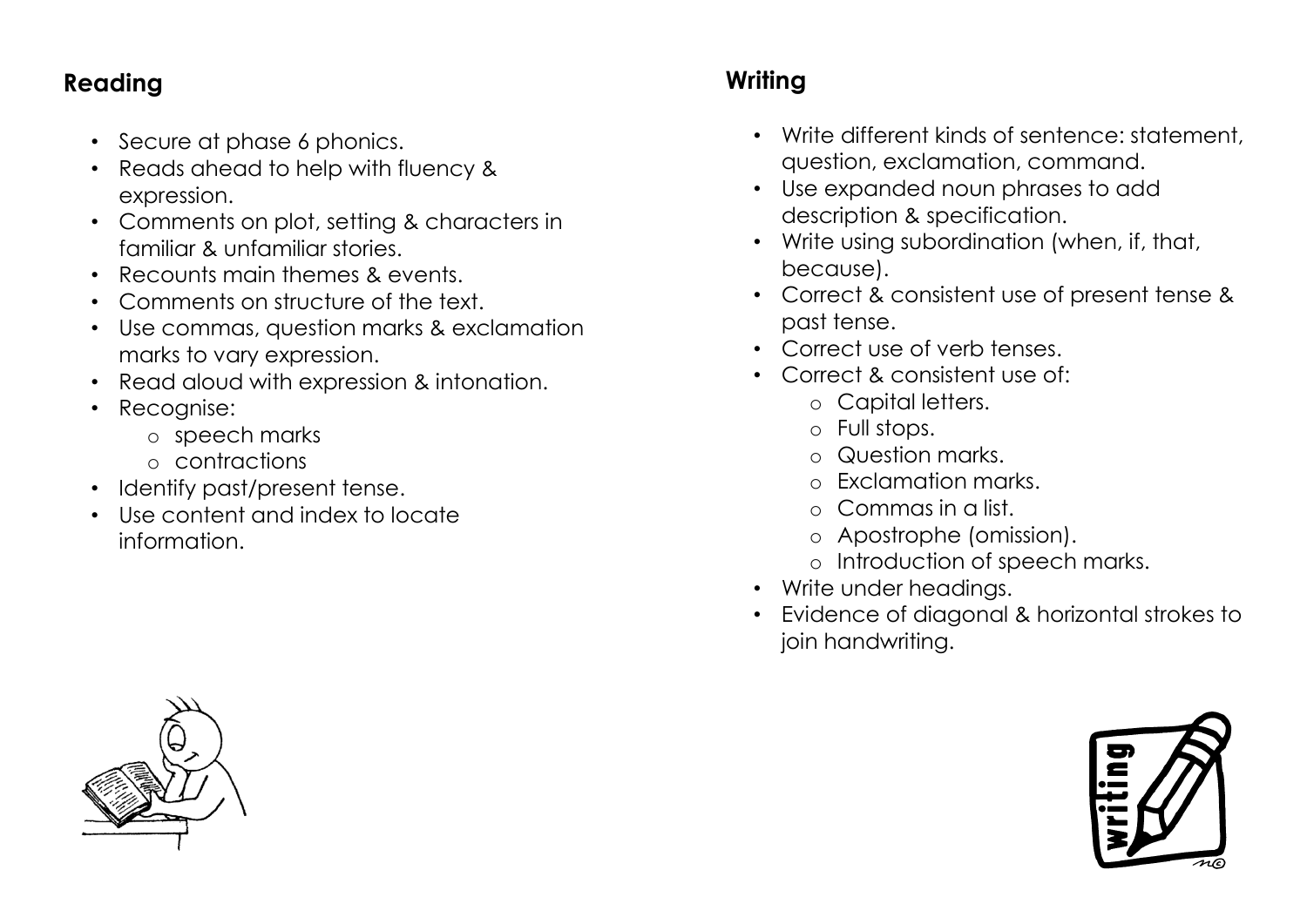## Reading

- Secure at phase 6 phonics.
- Reads ahead to help with fluency & expression.
- Comments on plot, setting & characters in familiar & unfamiliar stories.
- Recounts main themes & events.
- Comments on structure of the text.
- Use commas, question marks & exclamation marks to vary expression.
- Read aloud with expression & intonation.
- Recognise:
  - speech marks
  - contractions
- Identify past/present tense.
- Use content and index to locate information.

## Writing

- Write different kinds of sentence: statement, question, exclamation, command.
- Use expanded noun phrases to add description & specification.
- Write using subordination (when, if, that, because).
- Correct & consistent use of present tense & past tense.
- Correct use of verb tenses.
- Correct & consistent use of:
  - Capital letters.
  - Full stops.
  - Question marks.
  - Exclamation marks.
  - Commas in a list.
  - Apostrophe (omission).
  - Introduction of speech marks.
- Write under headings.
- Evidence of diagonal & horizontal strokes to join handwriting.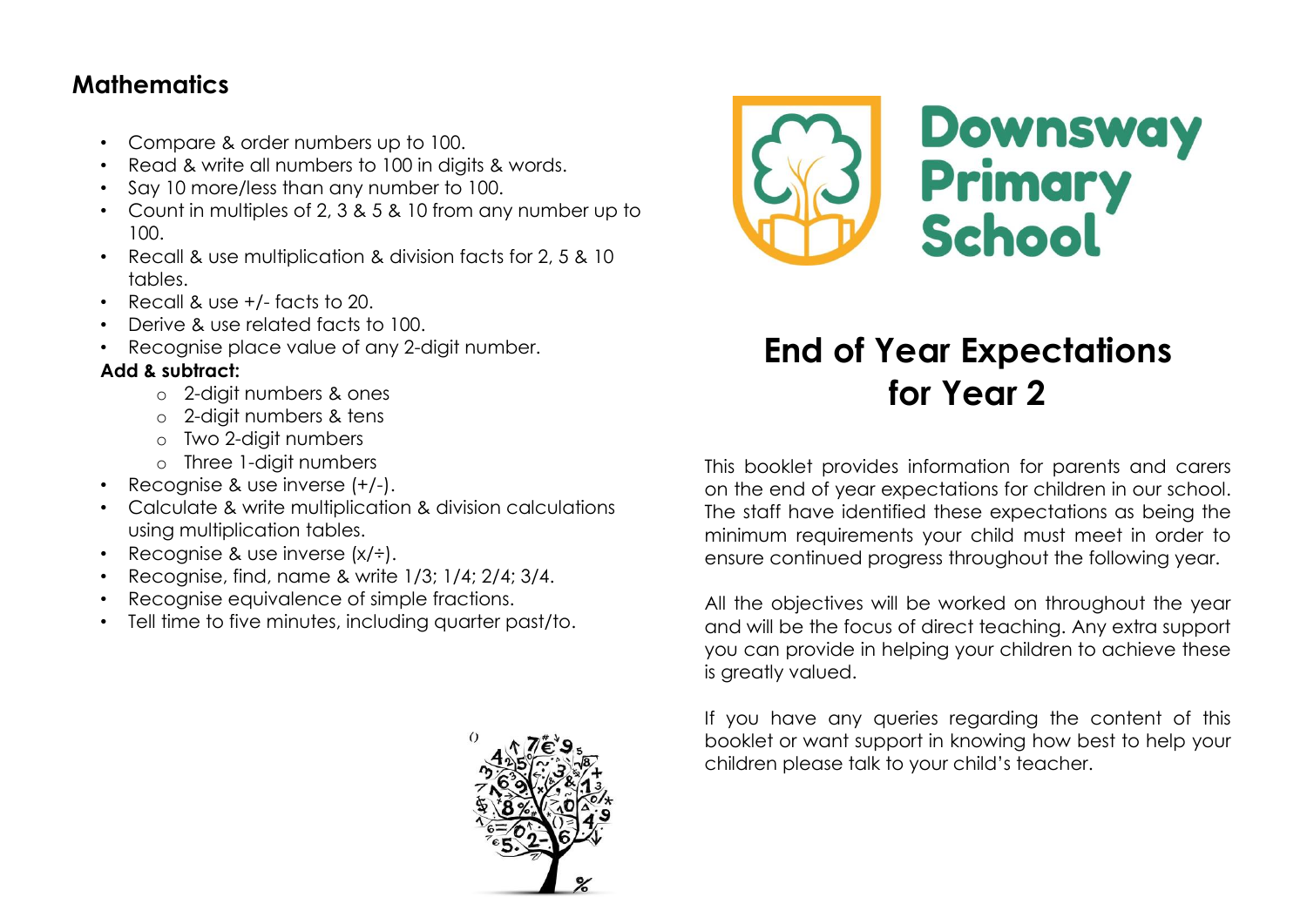## Mathematics

- Compare & order numbers up to 100.
- Read & write all numbers to 100 in digits & words.
- Say 10 more/less than any number to 100.
- Count in multiples of 2, 3 & 5 & 10 from any number up to 100.
- Recall & use multiplication & division facts for 2, 5 & 10 tables.
- Recall & use +/- facts to 20.
- Derive & use related facts to 100.
- Recognise place value of any 2-digit number.

**Add & subtract:**

- 2-digit numbers & ones
- 2-digit numbers & tens
- Two 2-digit numbers
- Three 1-digit numbers

- Recognise & use inverse (+/-).
- Calculate & write multiplication & division calculations using multiplication tables.
- Recognise & use inverse (x/÷).
- Recognise, find, name & write 1/3; 1/4; 2/4; 3/4.
- Recognise equivalence of simple fractions.
- Tell time to five minutes, including quarter past/to.

Downsway Primary School

# End of Year Expectations for Year 2

This booklet provides information for parents and carers on the end of year expectations for children in our school. The staff have identified these expectations as being the minimum requirements your child must meet in order to ensure continued progress throughout the following year.

All the objectives will be worked on throughout the year and will be the focus of direct teaching. Any extra support you can provide in helping your children to achieve these is greatly valued.

If you have any queries regarding the content of this booklet or want support in knowing how best to help your children please talk to your child's teacher.